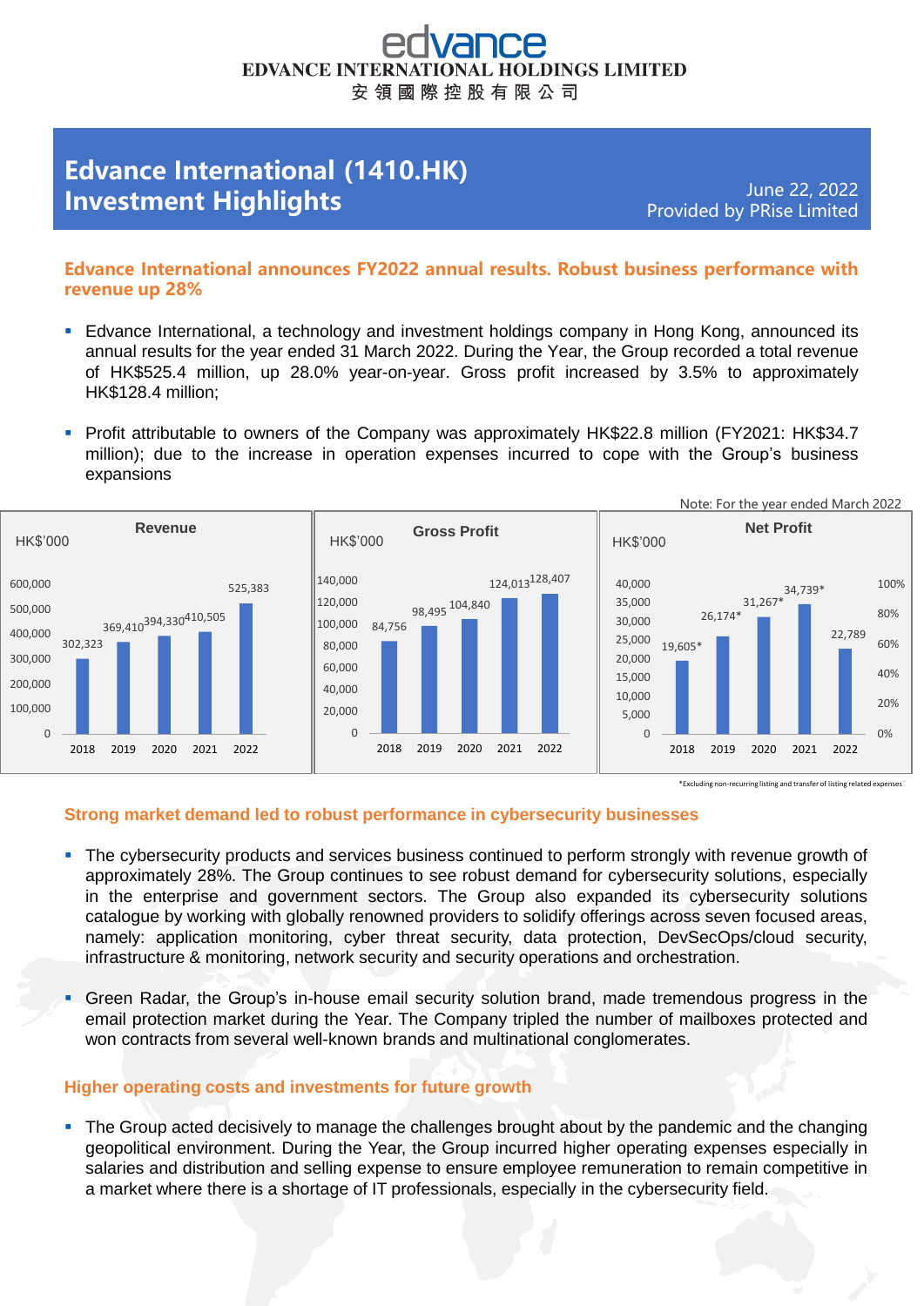# edvance

**EDVANCE INTERNATIONAL HOLDINGS LIMITED**

**安領國際控股有限公司**

## Edvance International (1410.HK) Investment Highlights

June 22, 2022
Provided by PRise Limited

### Edvance International announces FY2022 annual results. Robust business performance with revenue up 28%

- Edvance International, a technology and investment holdings company in Hong Kong, announced its annual results for the year ended 31 March 2022. During the Year, the Group recorded a total revenue of HK$525.4 million, up 28.0% year-on-year. Gross profit increased by 3.5% to approximately HK$128.4 million;
- Profit attributable to owners of the Company was approximately HK$22.8 million (FY2021: HK$34.7 million); due to the increase in operation expenses incurred to cope with the Group's business expansions

Note: For the year ended March 2022

| HK$'000 | 2018 | 2019 | 2020 | 2021 | 2022 |
|---|---|---|---|---|---|
| Revenue | 302,323 | 369,410 | 394,330 | 410,505 | 525,383 |
| Gross Profit | 84,756 | 98,495 | 104,840 | 124,013 | 128,407 |
| Net Profit | 19,605* | 26,174* | 31,267* | 34,739* | 22,789 |

*Excluding non-recurring listing and transfer of listing related expenses

### Strong market demand led to robust performance in cybersecurity businesses

- The cybersecurity products and services business continued to perform strongly with revenue growth of approximately 28%. The Group continues to see robust demand for cybersecurity solutions, especially in the enterprise and government sectors. The Group also expanded its cybersecurity solutions catalogue by working with globally renowned providers to solidify offerings across seven focused areas, namely: application monitoring, cyber threat security, data protection, DevSecOps/cloud security, infrastructure & monitoring, network security and security operations and orchestration.
- Green Radar, the Group's in-house email security solution brand, made tremendous progress in the email protection market during the Year. The Company tripled the number of mailboxes protected and won contracts from several well-known brands and multinational conglomerates.

### Higher operating costs and investments for future growth

- The Group acted decisively to manage the challenges brought about by the pandemic and the changing geopolitical environment. During the Year, the Group incurred higher operating expenses especially in salaries and distribution and selling expense to ensure employee remuneration to remain competitive in a market where there is a shortage of IT professionals, especially in the cybersecurity field.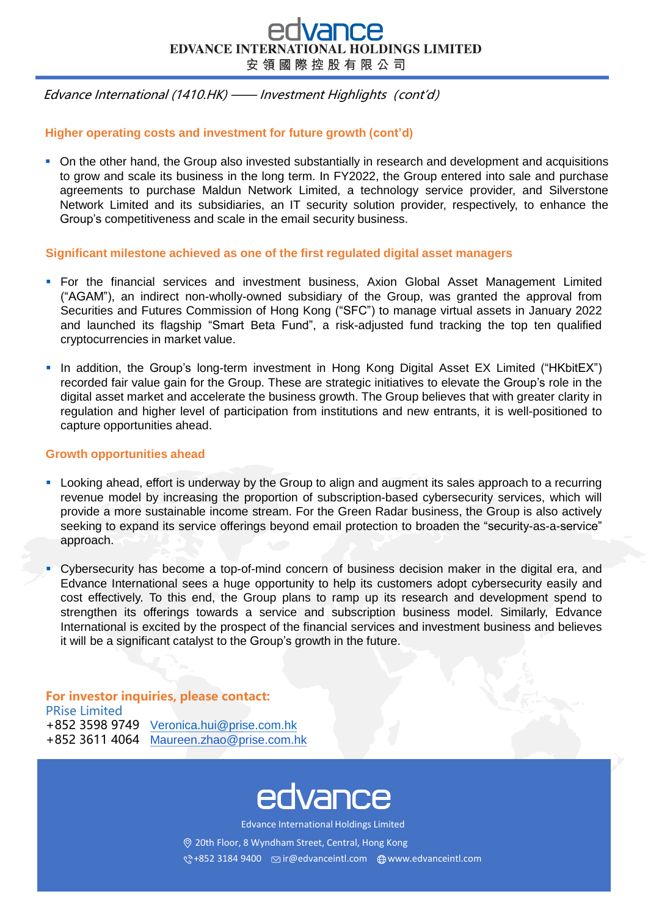Edvance International (1410.HK) —— Investment Highlights (cont'd)

### Higher operating costs and investment for future growth (cont'd)

- On the other hand, the Group also invested substantially in research and development and acquisitions to grow and scale its business in the long term. In FY2022, the Group entered into sale and purchase agreements to purchase Maldun Network Limited, a technology service provider, and Silverstone Network Limited and its subsidiaries, an IT security solution provider, respectively, to enhance the Group's competitiveness and scale in the email security business.

### Significant milestone achieved as one of the first regulated digital asset managers

- For the financial services and investment business, Axion Global Asset Management Limited ("AGAM"), an indirect non-wholly-owned subsidiary of the Group, was granted the approval from Securities and Futures Commission of Hong Kong ("SFC") to manage virtual assets in January 2022 and launched its flagship "Smart Beta Fund", a risk-adjusted fund tracking the top ten qualified cryptocurrencies in market value.

- In addition, the Group's long-term investment in Hong Kong Digital Asset EX Limited ("HKbitEX") recorded fair value gain for the Group. These are strategic initiatives to elevate the Group's role in the digital asset market and accelerate the business growth. The Group believes that with greater clarity in regulation and higher level of participation from institutions and new entrants, it is well-positioned to capture opportunities ahead.

### Growth opportunities ahead

- Looking ahead, effort is underway by the Group to align and augment its sales approach to a recurring revenue model by increasing the proportion of subscription-based cybersecurity services, which will provide a more sustainable income stream. For the Green Radar business, the Group is also actively seeking to expand its service offerings beyond email protection to broaden the "security-as-a-service" approach.

- Cybersecurity has become a top-of-mind concern of business decision maker in the digital era, and Edvance International sees a huge opportunity to help its customers adopt cybersecurity easily and cost effectively. To this end, the Group plans to ramp up its research and development spend to strengthen its offerings towards a service and subscription business model. Similarly, Edvance International is excited by the prospect of the financial services and investment business and believes it will be a significant catalyst to the Group's growth in the future.

**For investor inquiries, please contact:**

PRise Limited

+852 3598 9749 Veronica.hui@prise.com.hk

+852 3611 4064 Maureen.zhao@prise.com.hk

edvance

Edvance International Holdings Limited

20th Floor, 8 Wyndham Street, Central, Hong Kong

+852 3184 9400 ir@edvanceintl.com www.edvanceintl.com